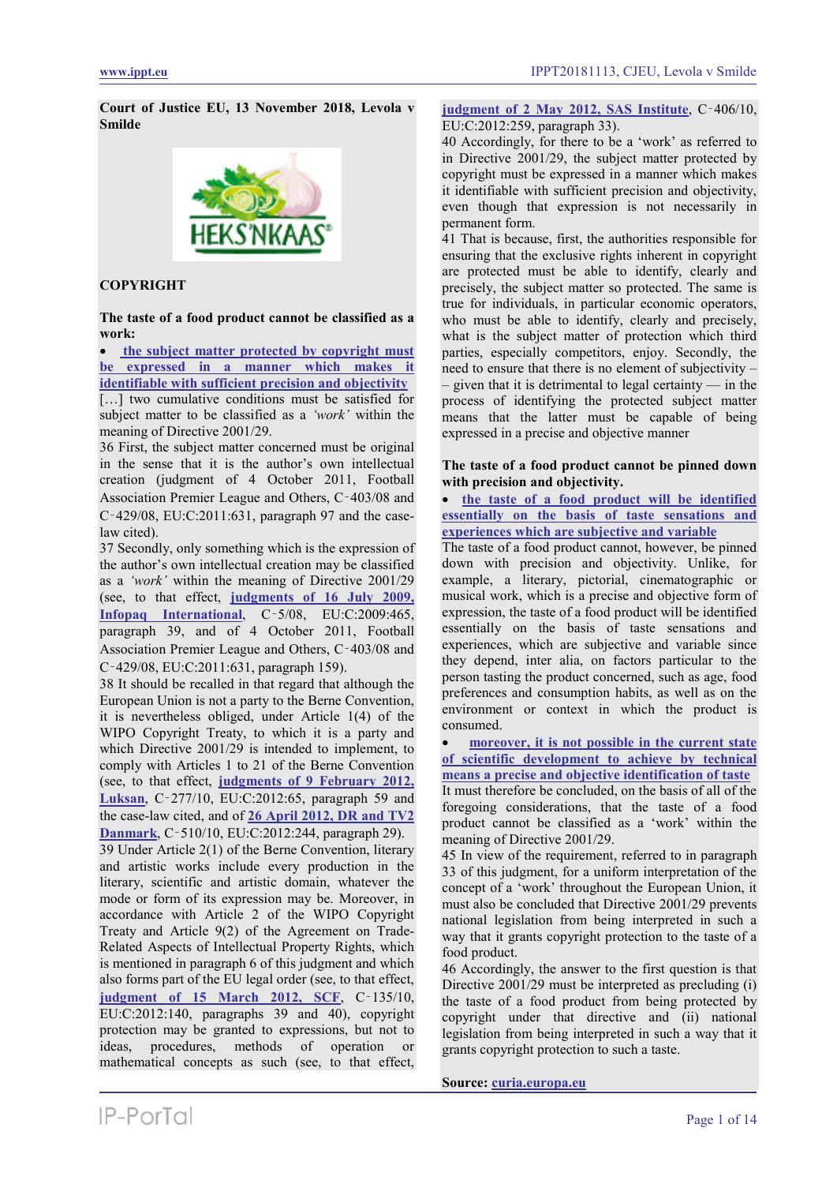**Court of Justice EU, 13 November 2018, Levola v Smilde**

**COPYRIGHT**

**The taste of a food product cannot be classified as a work:**

- the subject matter protected by copyright must be expressed in a manner which makes it identifiable with sufficient precision and objectivity

[…] two cumulative conditions must be satisfied for subject matter to be classified as a *'work'* within the meaning of Directive 2001/29.

36 First, the subject matter concerned must be original in the sense that it is the author's own intellectual creation (judgment of 4 October 2011, Football Association Premier League and Others, C‑403/08 and C‑429/08, EU:C:2011:631, paragraph 97 and the case-law cited).

37 Secondly, only something which is the expression of the author's own intellectual creation may be classified as a *'work'* within the meaning of Directive 2001/29 (see, to that effect, judgments of 16 July 2009, Infopaq International, C‑5/08, EU:C:2009:465, paragraph 39, and of 4 October 2011, Football Association Premier League and Others, C‑403/08 and C‑429/08, EU:C:2011:631, paragraph 159).

38 It should be recalled in that regard that although the European Union is not a party to the Berne Convention, it is nevertheless obliged, under Article 1(4) of the WIPO Copyright Treaty, to which it is a party and which Directive 2001/29 is intended to implement, to comply with Articles 1 to 21 of the Berne Convention (see, to that effect, judgments of 9 February 2012, Luksan, C‑277/10, EU:C:2012:65, paragraph 59 and the case-law cited, and of 26 April 2012, DR and TV2 Danmark, C‑510/10, EU:C:2012:244, paragraph 29).

39 Under Article 2(1) of the Berne Convention, literary and artistic works include every production in the literary, scientific and artistic domain, whatever the mode or form of its expression may be. Moreover, in accordance with Article 2 of the WIPO Copyright Treaty and Article 9(2) of the Agreement on Trade-Related Aspects of Intellectual Property Rights, which is mentioned in paragraph 6 of this judgment and which also forms part of the EU legal order (see, to that effect, judgment of 15 March 2012, SCF, C‑135/10, EU:C:2012:140, paragraphs 39 and 40), copyright protection may be granted to expressions, but not to ideas, procedures, methods of operation or mathematical concepts as such (see, to that effect, judgment of 2 May 2012, SAS Institute, C‑406/10, EU:C:2012:259, paragraph 33).

40 Accordingly, for there to be a 'work' as referred to in Directive 2001/29, the subject matter protected by copyright must be expressed in a manner which makes it identifiable with sufficient precision and objectivity, even though that expression is not necessarily in permanent form.

41 That is because, first, the authorities responsible for ensuring that the exclusive rights inherent in copyright are protected must be able to identify, clearly and precisely, the subject matter so protected. The same is true for individuals, in particular economic operators, who must be able to identify, clearly and precisely, what is the subject matter of protection which third parties, especially competitors, enjoy. Secondly, the need to ensure that there is no element of subjectivity – – given that it is detrimental to legal certainty — in the process of identifying the protected subject matter means that the latter must be capable of being expressed in a precise and objective manner

**The taste of a food product cannot be pinned down with precision and objectivity.**

- the taste of a food product will be identified essentially on the basis of taste sensations and experiences which are subjective and variable

The taste of a food product cannot, however, be pinned down with precision and objectivity. Unlike, for example, a literary, pictorial, cinematographic or musical work, which is a precise and objective form of expression, the taste of a food product will be identified essentially on the basis of taste sensations and experiences, which are subjective and variable since they depend, inter alia, on factors particular to the person tasting the product concerned, such as age, food preferences and consumption habits, as well as on the environment or context in which the product is consumed.

- moreover, it is not possible in the current state of scientific development to achieve by technical means a precise and objective identification of taste

It must therefore be concluded, on the basis of all of the foregoing considerations, that the taste of a food product cannot be classified as a 'work' within the meaning of Directive 2001/29.

45 In view of the requirement, referred to in paragraph 33 of this judgment, for a uniform interpretation of the concept of a 'work' throughout the European Union, it must also be concluded that Directive 2001/29 prevents national legislation from being interpreted in such a way that it grants copyright protection to the taste of a food product.

46 Accordingly, the answer to the first question is that Directive 2001/29 must be interpreted as precluding (i) the taste of a food product from being protected by copyright under that directive and (ii) national legislation from being interpreted in such a way that it grants copyright protection to such a taste.

**Source:** curia.europa.eu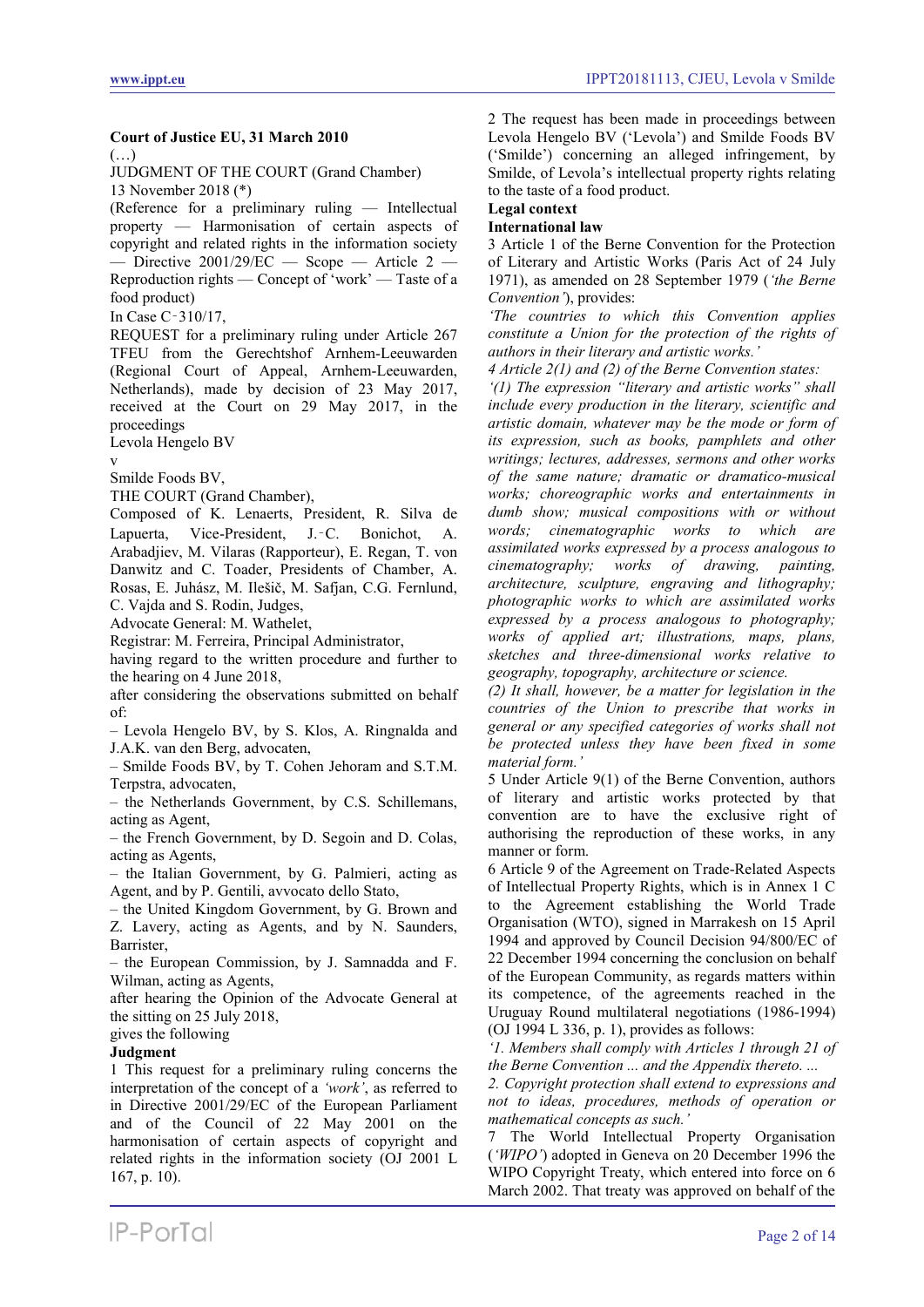**Court of Justice EU, 31 March 2010**

(…)

JUDGMENT OF THE COURT (Grand Chamber)

13 November 2018 (*)

(Reference for a preliminary ruling — Intellectual property — Harmonisation of certain aspects of copyright and related rights in the information society — Directive 2001/29/EC — Scope — Article 2 — Reproduction rights — Concept of 'work' — Taste of a food product)

In Case C‑310/17,

REQUEST for a preliminary ruling under Article 267 TFEU from the Gerechtshof Arnhem-Leeuwarden (Regional Court of Appeal, Arnhem-Leeuwarden, Netherlands), made by decision of 23 May 2017, received at the Court on 29 May 2017, in the proceedings

Levola Hengelo BV

v

Smilde Foods BV,

THE COURT (Grand Chamber),

Composed of K. Lenaerts, President, R. Silva de Lapuerta, Vice-President, J.‑C. Bonichot, A. Arabadjiev, M. Vilaras (Rapporteur), E. Regan, T. von Danwitz and C. Toader, Presidents of Chamber, A. Rosas, E. Juhász, M. Ilešič, M. Safjan, C.G. Fernlund, C. Vajda and S. Rodin, Judges,

Advocate General: M. Wathelet,

Registrar: M. Ferreira, Principal Administrator,

having regard to the written procedure and further to the hearing on 4 June 2018,

after considering the observations submitted on behalf of:

– Levola Hengelo BV, by S. Klos, A. Ringnalda and J.A.K. van den Berg, advocaten,

– Smilde Foods BV, by T. Cohen Jehoram and S.T.M. Terpstra, advocaten,

– the Netherlands Government, by C.S. Schillemans, acting as Agent,

– the French Government, by D. Segoin and D. Colas, acting as Agents,

– the Italian Government, by G. Palmieri, acting as Agent, and by P. Gentili, avvocato dello Stato,

– the United Kingdom Government, by G. Brown and Z. Lavery, acting as Agents, and by N. Saunders, Barrister,

– the European Commission, by J. Samnadda and F. Wilman, acting as Agents,

after hearing the Opinion of the Advocate General at the sitting on 25 July 2018,

gives the following

**Judgment**

1 This request for a preliminary ruling concerns the interpretation of the concept of a *'work'*, as referred to in Directive 2001/29/EC of the European Parliament and of the Council of 22 May 2001 on the harmonisation of certain aspects of copyright and related rights in the information society (OJ 2001 L 167, p. 10).

2 The request has been made in proceedings between Levola Hengelo BV ('Levola') and Smilde Foods BV ('Smilde') concerning an alleged infringement, by Smilde, of Levola's intellectual property rights relating to the taste of a food product.

**Legal context**

**International law**

3 Article 1 of the Berne Convention for the Protection of Literary and Artistic Works (Paris Act of 24 July 1971), as amended on 28 September 1979 (*'the Berne Convention'*), provides:

*'The countries to which this Convention applies constitute a Union for the protection of the rights of authors in their literary and artistic works.'*

*4 Article 2(1) and (2) of the Berne Convention states:*

*'(1) The expression "literary and artistic works" shall include every production in the literary, scientific and artistic domain, whatever may be the mode or form of its expression, such as books, pamphlets and other writings; lectures, addresses, sermons and other works of the same nature; dramatic or dramatico-musical works; choreographic works and entertainments in dumb show; musical compositions with or without words; cinematographic works to which are assimilated works expressed by a process analogous to cinematography; works of drawing, painting, architecture, sculpture, engraving and lithography; photographic works to which are assimilated works expressed by a process analogous to photography; works of applied art; illustrations, maps, plans, sketches and three-dimensional works relative to geography, topography, architecture or science.*

*(2) It shall, however, be a matter for legislation in the countries of the Union to prescribe that works in general or any specified categories of works shall not be protected unless they have been fixed in some material form.'*

5 Under Article 9(1) of the Berne Convention, authors of literary and artistic works protected by that convention are to have the exclusive right of authorising the reproduction of these works, in any manner or form.

6 Article 9 of the Agreement on Trade-Related Aspects of Intellectual Property Rights, which is in Annex 1 C to the Agreement establishing the World Trade Organisation (WTO), signed in Marrakesh on 15 April 1994 and approved by Council Decision 94/800/EC of 22 December 1994 concerning the conclusion on behalf of the European Community, as regards matters within its competence, of the agreements reached in the Uruguay Round multilateral negotiations (1986-1994) (OJ 1994 L 336, p. 1), provides as follows:

*'1. Members shall comply with Articles 1 through 21 of the Berne Convention ... and the Appendix thereto. ...*

*2. Copyright protection shall extend to expressions and not to ideas, procedures, methods of operation or mathematical concepts as such.'*

7 The World Intellectual Property Organisation (*'WIPO'*) adopted in Geneva on 20 December 1996 the WIPO Copyright Treaty, which entered into force on 6 March 2002. That treaty was approved on behalf of the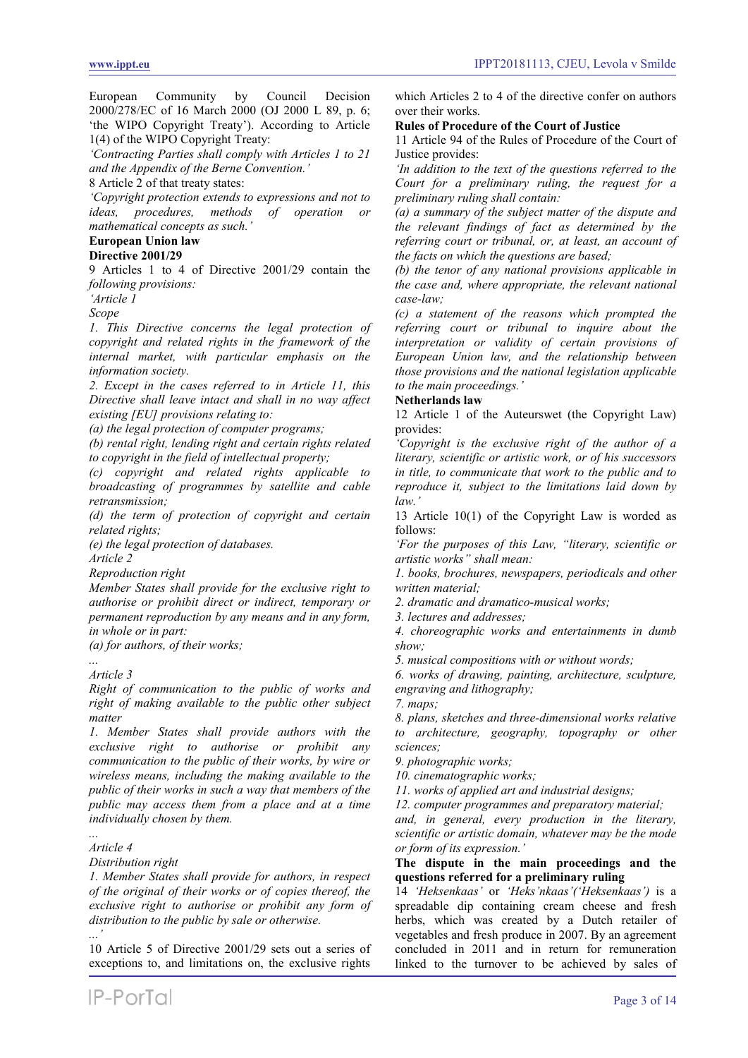European Community by Council Decision 2000/278/EC of 16 March 2000 (OJ 2000 L 89, p. 6; 'the WIPO Copyright Treaty'). According to Article 1(4) of the WIPO Copyright Treaty:

*'Contracting Parties shall comply with Articles 1 to 21 and the Appendix of the Berne Convention.'*

8 Article 2 of that treaty states:

*'Copyright protection extends to expressions and not to ideas, procedures, methods of operation or mathematical concepts as such.'*

**European Union law**

**Directive 2001/29**

9 Articles 1 to 4 of Directive 2001/29 contain the following provisions:

*'Article 1*

*Scope*

*1. This Directive concerns the legal protection of copyright and related rights in the framework of the internal market, with particular emphasis on the information society.*

*2. Except in the cases referred to in Article 11, this Directive shall leave intact and shall in no way affect existing [EU] provisions relating to:*

*(a) the legal protection of computer programs;*

*(b) rental right, lending right and certain rights related to copyright in the field of intellectual property;*

*(c) copyright and related rights applicable to broadcasting of programmes by satellite and cable retransmission;*

*(d) the term of protection of copyright and certain related rights;*

*(e) the legal protection of databases.*

*Article 2*

*Reproduction right*

*Member States shall provide for the exclusive right to authorise or prohibit direct or indirect, temporary or permanent reproduction by any means and in any form, in whole or in part:*

*(a) for authors, of their works;*

*...*

*Article 3*

*Right of communication to the public of works and right of making available to the public other subject matter*

*1. Member States shall provide authors with the exclusive right to authorise or prohibit any communication to the public of their works, by wire or wireless means, including the making available to the public of their works in such a way that members of the public may access them from a place and at a time individually chosen by them.*

*...*

*Article 4*

*Distribution right*

*1. Member States shall provide for authors, in respect of the original of their works or of copies thereof, the exclusive right to authorise or prohibit any form of distribution to the public by sale or otherwise.*

*...'*

10 Article 5 of Directive 2001/29 sets out a series of exceptions to, and limitations on, the exclusive rights which Articles 2 to 4 of the directive confer on authors over their works.

**Rules of Procedure of the Court of Justice**

11 Article 94 of the Rules of Procedure of the Court of Justice provides:

*'In addition to the text of the questions referred to the Court for a preliminary ruling, the request for a preliminary ruling shall contain:*

*(a) a summary of the subject matter of the dispute and the relevant findings of fact as determined by the referring court or tribunal, or, at least, an account of the facts on which the questions are based;*

*(b) the tenor of any national provisions applicable in the case and, where appropriate, the relevant national case-law;*

*(c) a statement of the reasons which prompted the referring court or tribunal to inquire about the interpretation or validity of certain provisions of European Union law, and the relationship between those provisions and the national legislation applicable to the main proceedings.'*

**Netherlands law**

12 Article 1 of the Auteurswet (the Copyright Law) provides:

*'Copyright is the exclusive right of the author of a literary, scientific or artistic work, or of his successors in title, to communicate that work to the public and to reproduce it, subject to the limitations laid down by law.'*

13 Article 10(1) of the Copyright Law is worded as follows:

*'For the purposes of this Law, "literary, scientific or artistic works" shall mean:*

*1. books, brochures, newspapers, periodicals and other written material;*

*2. dramatic and dramatico-musical works;*

*3. lectures and addresses;*

*4. choreographic works and entertainments in dumb show;*

*5. musical compositions with or without words;*

*6. works of drawing, painting, architecture, sculpture, engraving and lithography;*

*7. maps;*

*8. plans, sketches and three-dimensional works relative to architecture, geography, topography or other sciences;*

*9. photographic works;*

*10. cinematographic works;*

*11. works of applied art and industrial designs;*

*12. computer programmes and preparatory material;*

*and, in general, every production in the literary, scientific or artistic domain, whatever may be the mode or form of its expression.'*

**The dispute in the main proceedings and the questions referred for a preliminary ruling**

14 *'Heksenkaas'* or *'Heks'nkaas'('Heksenkaas')* is a spreadable dip containing cream cheese and fresh herbs, which was created by a Dutch retailer of vegetables and fresh produce in 2007. By an agreement concluded in 2011 and in return for remuneration linked to the turnover to be achieved by sales of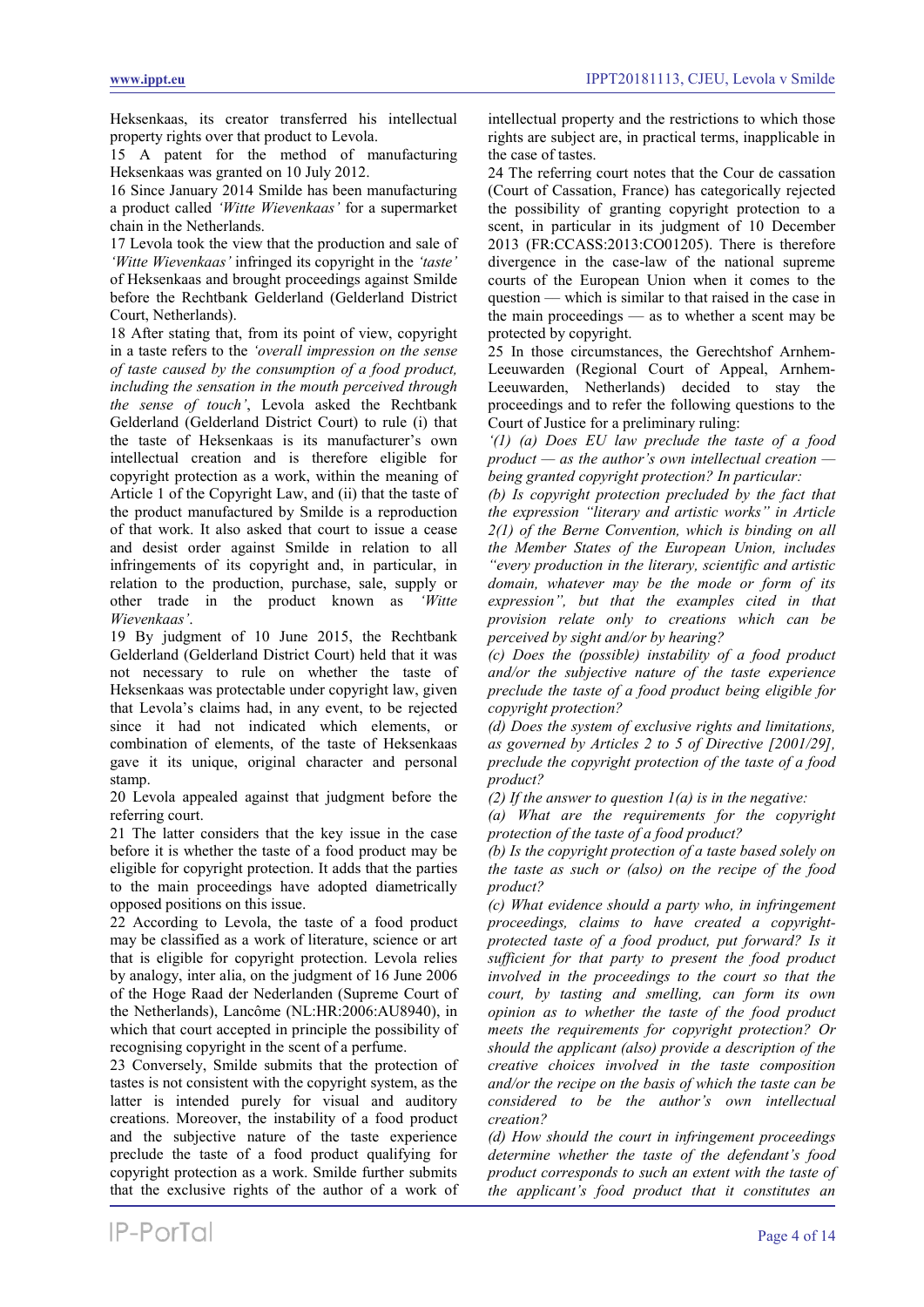Heksenkaas, its creator transferred his intellectual property rights over that product to Levola.

15 A patent for the method of manufacturing Heksenkaas was granted on 10 July 2012.

16 Since January 2014 Smilde has been manufacturing a product called *'Witte Wievenkaas'* for a supermarket chain in the Netherlands.

17 Levola took the view that the production and sale of *'Witte Wievenkaas'* infringed its copyright in the *'taste'* of Heksenkaas and brought proceedings against Smilde before the Rechtbank Gelderland (Gelderland District Court, Netherlands).

18 After stating that, from its point of view, copyright in a taste refers to the *'overall impression on the sense of taste caused by the consumption of a food product, including the sensation in the mouth perceived through the sense of touch'*, Levola asked the Rechtbank Gelderland (Gelderland District Court) to rule (i) that the taste of Heksenkaas is its manufacturer's own intellectual creation and is therefore eligible for copyright protection as a work, within the meaning of Article 1 of the Copyright Law, and (ii) that the taste of the product manufactured by Smilde is a reproduction of that work. It also asked that court to issue a cease and desist order against Smilde in relation to all infringements of its copyright and, in particular, in relation to the production, purchase, sale, supply or other trade in the product known as *'Witte Wievenkaas'*.

19 By judgment of 10 June 2015, the Rechtbank Gelderland (Gelderland District Court) held that it was not necessary to rule on whether the taste of Heksenkaas was protectable under copyright law, given that Levola's claims had, in any event, to be rejected since it had not indicated which elements, or combination of elements, of the taste of Heksenkaas gave it its unique, original character and personal stamp.

20 Levola appealed against that judgment before the referring court.

21 The latter considers that the key issue in the case before it is whether the taste of a food product may be eligible for copyright protection. It adds that the parties to the main proceedings have adopted diametrically opposed positions on this issue.

22 According to Levola, the taste of a food product may be classified as a work of literature, science or art that is eligible for copyright protection. Levola relies by analogy, inter alia, on the judgment of 16 June 2006 of the Hoge Raad der Nederlanden (Supreme Court of the Netherlands), Lancôme (NL:HR:2006:AU8940), in which that court accepted in principle the possibility of recognising copyright in the scent of a perfume.

23 Conversely, Smilde submits that the protection of tastes is not consistent with the copyright system, as the latter is intended purely for visual and auditory creations. Moreover, the instability of a food product and the subjective nature of the taste experience preclude the taste of a food product qualifying for copyright protection as a work. Smilde further submits that the exclusive rights of the author of a work of intellectual property and the restrictions to which those rights are subject are, in practical terms, inapplicable in the case of tastes.

24 The referring court notes that the Cour de cassation (Court of Cassation, France) has categorically rejected the possibility of granting copyright protection to a scent, in particular in its judgment of 10 December 2013 (FR:CCASS:2013:CO01205). There is therefore divergence in the case-law of the national supreme courts of the European Union when it comes to the question — which is similar to that raised in the case in the main proceedings — as to whether a scent may be protected by copyright.

25 In those circumstances, the Gerechtshof Arnhem-Leeuwarden (Regional Court of Appeal, Arnhem-Leeuwarden, Netherlands) decided to stay the proceedings and to refer the following questions to the Court of Justice for a preliminary ruling:

*'(1) (a) Does EU law preclude the taste of a food product — as the author's own intellectual creation — being granted copyright protection? In particular:*

*(b) Is copyright protection precluded by the fact that the expression "literary and artistic works" in Article 2(1) of the Berne Convention, which is binding on all the Member States of the European Union, includes "every production in the literary, scientific and artistic domain, whatever may be the mode or form of its expression", but that the examples cited in that provision relate only to creations which can be perceived by sight and/or by hearing?*

*(c) Does the (possible) instability of a food product and/or the subjective nature of the taste experience preclude the taste of a food product being eligible for copyright protection?*

*(d) Does the system of exclusive rights and limitations, as governed by Articles 2 to 5 of Directive [2001/29], preclude the copyright protection of the taste of a food product?*

*(2) If the answer to question 1(a) is in the negative:*

*(a) What are the requirements for the copyright protection of the taste of a food product?*

*(b) Is the copyright protection of a taste based solely on the taste as such or (also) on the recipe of the food product?*

*(c) What evidence should a party who, in infringement proceedings, claims to have created a copyright-protected taste of a food product, put forward? Is it sufficient for that party to present the food product involved in the proceedings to the court so that the court, by tasting and smelling, can form its own opinion as to whether the taste of the food product meets the requirements for copyright protection? Or should the applicant (also) provide a description of the creative choices involved in the taste composition and/or the recipe on the basis of which the taste can be considered to be the author's own intellectual creation?*

*(d) How should the court in infringement proceedings determine whether the taste of the defendant's food product corresponds to such an extent with the taste of the applicant's food product that it constitutes an*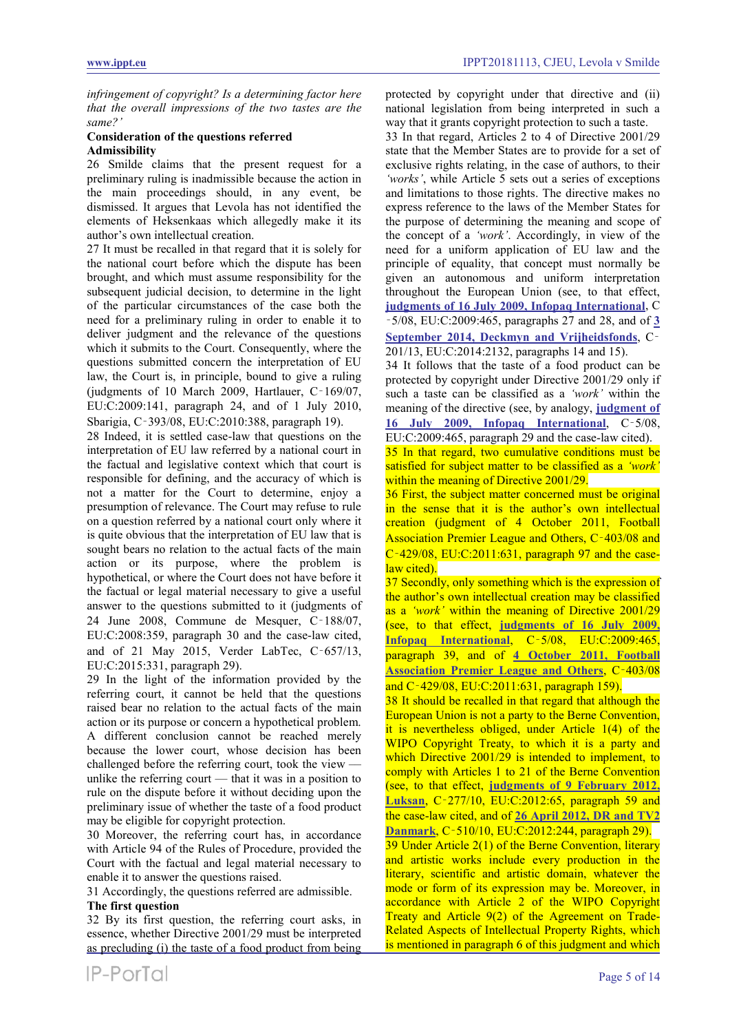*infringement of copyright? Is a determining factor here that the overall impressions of the two tastes are the same?'*

**Consideration of the questions referred**

**Admissibility**

26 Smilde claims that the present request for a preliminary ruling is inadmissible because the action in the main proceedings should, in any event, be dismissed. It argues that Levola has not identified the elements of Heksenkaas which allegedly make it its author's own intellectual creation.

27 It must be recalled in that regard that it is solely for the national court before which the dispute has been brought, and which must assume responsibility for the subsequent judicial decision, to determine in the light of the particular circumstances of the case both the need for a preliminary ruling in order to enable it to deliver judgment and the relevance of the questions which it submits to the Court. Consequently, where the questions submitted concern the interpretation of EU law, the Court is, in principle, bound to give a ruling (judgments of 10 March 2009, Hartlauer, C‑169/07, EU:C:2009:141, paragraph 24, and of 1 July 2010, Sbarigia, C‑393/08, EU:C:2010:388, paragraph 19).

28 Indeed, it is settled case-law that questions on the interpretation of EU law referred by a national court in the factual and legislative context which that court is responsible for defining, and the accuracy of which is not a matter for the Court to determine, enjoy a presumption of relevance. The Court may refuse to rule on a question referred by a national court only where it is quite obvious that the interpretation of EU law that is sought bears no relation to the actual facts of the main action or its purpose, where the problem is hypothetical, or where the Court does not have before it the factual or legal material necessary to give a useful answer to the questions submitted to it (judgments of 24 June 2008, Commune de Mesquer, C‑188/07, EU:C:2008:359, paragraph 30 and the case-law cited, and of 21 May 2015, Verder LabTec, C‑657/13, EU:C:2015:331, paragraph 29).

29 In the light of the information provided by the referring court, it cannot be held that the questions raised bear no relation to the actual facts of the main action or its purpose or concern a hypothetical problem. A different conclusion cannot be reached merely because the lower court, whose decision has been challenged before the referring court, took the view — unlike the referring court — that it was in a position to rule on the dispute before it without deciding upon the preliminary issue of whether the taste of a food product may be eligible for copyright protection.

30 Moreover, the referring court has, in accordance with Article 94 of the Rules of Procedure, provided the Court with the factual and legal material necessary to enable it to answer the questions raised.

31 Accordingly, the questions referred are admissible.

**The first question**

32 By its first question, the referring court asks, in essence, whether Directive 2001/29 must be interpreted as precluding (i) the taste of a food product from being protected by copyright under that directive and (ii) national legislation from being interpreted in such a way that it grants copyright protection to such a taste.

33 In that regard, Articles 2 to 4 of Directive 2001/29 state that the Member States are to provide for a set of exclusive rights relating, in the case of authors, to their *'works'*, while Article 5 sets out a series of exceptions and limitations to those rights. The directive makes no express reference to the laws of the Member States for the purpose of determining the meaning and scope of the concept of a *'work'*. Accordingly, in view of the need for a uniform application of EU law and the principle of equality, that concept must normally be given an autonomous and uniform interpretation throughout the European Union (see, to that effect, **judgments of 16 July 2009, Infopaq International**, C‑5/08, EU:C:2009:465, paragraphs 27 and 28, and of **3 September 2014, Deckmyn and Vrijheidsfonds**, C‑201/13, EU:C:2014:2132, paragraphs 14 and 15).

34 It follows that the taste of a food product can be protected by copyright under Directive 2001/29 only if such a taste can be classified as a *'work'* within the meaning of the directive (see, by analogy, **judgment of 16 July 2009, Infopaq International**, C‑5/08, EU:C:2009:465, paragraph 29 and the case-law cited).

35 In that regard, two cumulative conditions must be satisfied for subject matter to be classified as a *'work'* within the meaning of Directive 2001/29.

36 First, the subject matter concerned must be original in the sense that it is the author's own intellectual creation (judgment of 4 October 2011, Football Association Premier League and Others, C‑403/08 and C‑429/08, EU:C:2011:631, paragraph 97 and the case-law cited).

37 Secondly, only something which is the expression of the author's own intellectual creation may be classified as a *'work'* within the meaning of Directive 2001/29 (see, to that effect, **judgments of 16 July 2009, Infopaq International**, C‑5/08, EU:C:2009:465, paragraph 39, and of **4 October 2011, Football Association Premier League and Others**, C‑403/08 and C‑429/08, EU:C:2011:631, paragraph 159).

38 It should be recalled in that regard that although the European Union is not a party to the Berne Convention, it is nevertheless obliged, under Article 1(4) of the WIPO Copyright Treaty, to which it is a party and which Directive 2001/29 is intended to implement, to comply with Articles 1 to 21 of the Berne Convention (see, to that effect, **judgments of 9 February 2012, Luksan**, C‑277/10, EU:C:2012:65, paragraph 59 and the case-law cited, and of **26 April 2012, DR and TV2 Danmark**, C‑510/10, EU:C:2012:244, paragraph 29).

39 Under Article 2(1) of the Berne Convention, literary and artistic works include every production in the literary, scientific and artistic domain, whatever the mode or form of its expression may be. Moreover, in accordance with Article 2 of the WIPO Copyright Treaty and Article 9(2) of the Agreement on Trade-Related Aspects of Intellectual Property Rights, which is mentioned in paragraph 6 of this judgment and which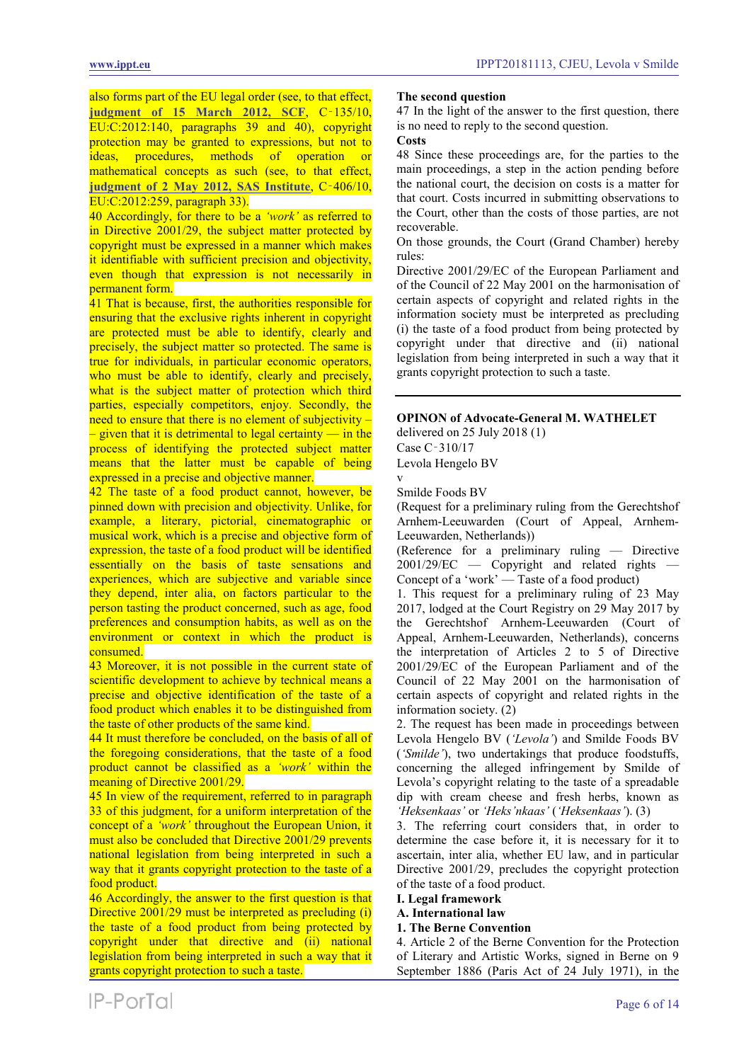also forms part of the EU legal order (see, to that effect, **judgment of 15 March 2012, SCF**, C‑135/10, EU:C:2012:140, paragraphs 39 and 40), copyright protection may be granted to expressions, but not to ideas, procedures, methods of operation or mathematical concepts as such (see, to that effect, **judgment of 2 May 2012, SAS Institute**, C‑406/10, EU:C:2012:259, paragraph 33).

40 Accordingly, for there to be a *'work'* as referred to in Directive 2001/29, the subject matter protected by copyright must be expressed in a manner which makes it identifiable with sufficient precision and objectivity, even though that expression is not necessarily in permanent form.

41 That is because, first, the authorities responsible for ensuring that the exclusive rights inherent in copyright are protected must be able to identify, clearly and precisely, the subject matter so protected. The same is true for individuals, in particular economic operators, who must be able to identify, clearly and precisely, what is the subject matter of protection which third parties, especially competitors, enjoy. Secondly, the need to ensure that there is no element of subjectivity –– given that it is detrimental to legal certainty — in the process of identifying the protected subject matter means that the latter must be capable of being expressed in a precise and objective manner.

42 The taste of a food product cannot, however, be pinned down with precision and objectivity. Unlike, for example, a literary, pictorial, cinematographic or musical work, which is a precise and objective form of expression, the taste of a food product will be identified essentially on the basis of taste sensations and experiences, which are subjective and variable since they depend, inter alia, on factors particular to the person tasting the product concerned, such as age, food preferences and consumption habits, as well as on the environment or context in which the product is consumed.

43 Moreover, it is not possible in the current state of scientific development to achieve by technical means a precise and objective identification of the taste of a food product which enables it to be distinguished from the taste of other products of the same kind.

44 It must therefore be concluded, on the basis of all of the foregoing considerations, that the taste of a food product cannot be classified as a *'work'* within the meaning of Directive 2001/29.

45 In view of the requirement, referred to in paragraph 33 of this judgment, for a uniform interpretation of the concept of a *'work'* throughout the European Union, it must also be concluded that Directive 2001/29 prevents national legislation from being interpreted in such a way that it grants copyright protection to the taste of a food product.

46 Accordingly, the answer to the first question is that Directive 2001/29 must be interpreted as precluding (i) the taste of a food product from being protected by copyright under that directive and (ii) national legislation from being interpreted in such a way that it grants copyright protection to such a taste.

**The second question**

47 In the light of the answer to the first question, there is no need to reply to the second question.

**Costs**

48 Since these proceedings are, for the parties to the main proceedings, a step in the action pending before the national court, the decision on costs is a matter for that court. Costs incurred in submitting observations to the Court, other than the costs of those parties, are not recoverable.

On those grounds, the Court (Grand Chamber) hereby rules:

Directive 2001/29/EC of the European Parliament and of the Council of 22 May 2001 on the harmonisation of certain aspects of copyright and related rights in the information society must be interpreted as precluding (i) the taste of a food product from being protected by copyright under that directive and (ii) national legislation from being interpreted in such a way that it grants copyright protection to such a taste.

---

**OPINION of Advocate-General M. WATHELET**

delivered on 25 July 2018 (1)

Case C‑310/17

Levola Hengelo BV

v

Smilde Foods BV

(Request for a preliminary ruling from the Gerechtshof Arnhem-Leeuwarden (Court of Appeal, Arnhem-Leeuwarden, Netherlands))

(Reference for a preliminary ruling — Directive 2001/29/EC — Copyright and related rights — Concept of a 'work' — Taste of a food product)

1. This request for a preliminary ruling of 23 May 2017, lodged at the Court Registry on 29 May 2017 by the Gerechtshof Arnhem-Leeuwarden (Court of Appeal, Arnhem-Leeuwarden, Netherlands), concerns the interpretation of Articles 2 to 5 of Directive 2001/29/EC of the European Parliament and of the Council of 22 May 2001 on the harmonisation of certain aspects of copyright and related rights in the information society. (2)

2. The request has been made in proceedings between Levola Hengelo BV (*'Levola'*) and Smilde Foods BV (*'Smilde'*), two undertakings that produce foodstuffs, concerning the alleged infringement by Smilde of Levola's copyright relating to the taste of a spreadable dip with cream cheese and fresh herbs, known as *'Heksenkaas'* or *'Heks'nkaas'* (*'Heksenkaas'*). (3)

3. The referring court considers that, in order to determine the case before it, it is necessary for it to ascertain, inter alia, whether EU law, and in particular Directive 2001/29, precludes the copyright protection of the taste of a food product.

**I. Legal framework**

**A. International law**

**1. The Berne Convention**

4. Article 2 of the Berne Convention for the Protection of Literary and Artistic Works, signed in Berne on 9 September 1886 (Paris Act of 24 July 1971), in the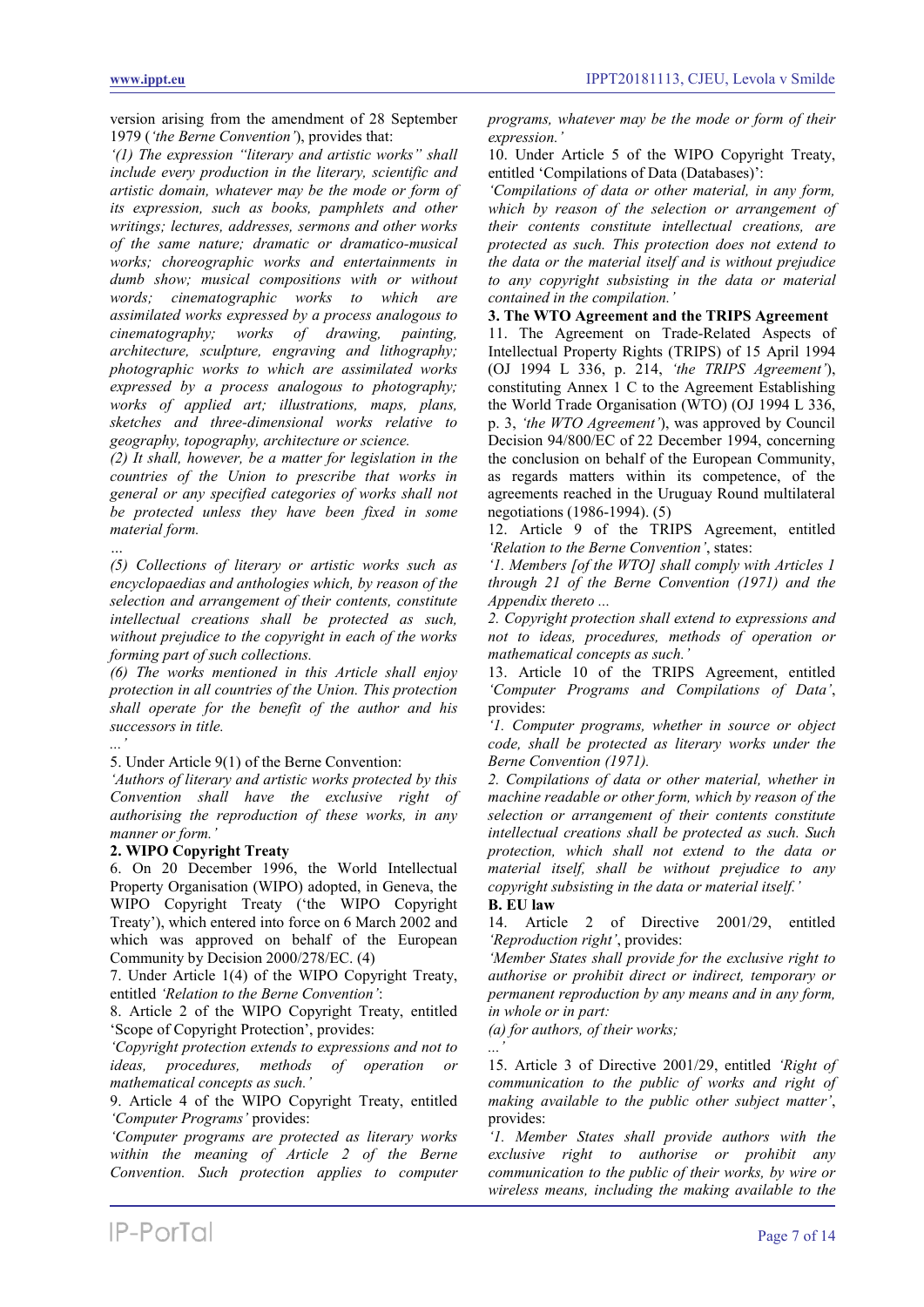version arising from the amendment of 28 September 1979 (*'the Berne Convention'*), provides that:

*'(1) The expression "literary and artistic works" shall include every production in the literary, scientific and artistic domain, whatever may be the mode or form of its expression, such as books, pamphlets and other writings; lectures, addresses, sermons and other works of the same nature; dramatic or dramatico-musical works; choreographic works and entertainments in dumb show; musical compositions with or without words; cinematographic works to which are assimilated works expressed by a process analogous to cinematography; works of drawing, painting, architecture, sculpture, engraving and lithography; photographic works to which are assimilated works expressed by a process analogous to photography; works of applied art; illustrations, maps, plans, sketches and three-dimensional works relative to geography, topography, architecture or science.*

*(2) It shall, however, be a matter for legislation in the countries of the Union to prescribe that works in general or any specified categories of works shall not be protected unless they have been fixed in some material form.*

*…*

*(5) Collections of literary or artistic works such as encyclopaedias and anthologies which, by reason of the selection and arrangement of their contents, constitute intellectual creations shall be protected as such, without prejudice to the copyright in each of the works forming part of such collections.*

*(6) The works mentioned in this Article shall enjoy protection in all countries of the Union. This protection shall operate for the benefit of the author and his successors in title.*

*…'*

5. Under Article 9(1) of the Berne Convention:

*'Authors of literary and artistic works protected by this Convention shall have the exclusive right of authorising the reproduction of these works, in any manner or form.'*

**2. WIPO Copyright Treaty**

6. On 20 December 1996, the World Intellectual Property Organisation (WIPO) adopted, in Geneva, the WIPO Copyright Treaty ('the WIPO Copyright Treaty'), which entered into force on 6 March 2002 and which was approved on behalf of the European Community by Decision 2000/278/EC. (4)

7. Under Article 1(4) of the WIPO Copyright Treaty, entitled *'Relation to the Berne Convention'*:

8. Article 2 of the WIPO Copyright Treaty, entitled 'Scope of Copyright Protection', provides:

*'Copyright protection extends to expressions and not to ideas, procedures, methods of operation or mathematical concepts as such.'*

9. Article 4 of the WIPO Copyright Treaty, entitled *'Computer Programs'* provides:

*'Computer programs are protected as literary works within the meaning of Article 2 of the Berne Convention. Such protection applies to computer programs, whatever may be the mode or form of their expression.'*

10. Under Article 5 of the WIPO Copyright Treaty, entitled 'Compilations of Data (Databases)':

*'Compilations of data or other material, in any form, which by reason of the selection or arrangement of their contents constitute intellectual creations, are protected as such. This protection does not extend to the data or the material itself and is without prejudice to any copyright subsisting in the data or material contained in the compilation.'*

**3. The WTO Agreement and the TRIPS Agreement**

11. The Agreement on Trade-Related Aspects of Intellectual Property Rights (TRIPS) of 15 April 1994 (OJ 1994 L 336, p. 214, *'the TRIPS Agreement'*), constituting Annex 1 C to the Agreement Establishing the World Trade Organisation (WTO) (OJ 1994 L 336, p. 3, *'the WTO Agreement'*), was approved by Council Decision 94/800/EC of 22 December 1994, concerning the conclusion on behalf of the European Community, as regards matters within its competence, of the agreements reached in the Uruguay Round multilateral negotiations (1986-1994). (5)

12. Article 9 of the TRIPS Agreement, entitled *'Relation to the Berne Convention'*, states:

*'1. Members [of the WTO] shall comply with Articles 1 through 21 of the Berne Convention (1971) and the Appendix thereto ...*

*2. Copyright protection shall extend to expressions and not to ideas, procedures, methods of operation or mathematical concepts as such.'*

13. Article 10 of the TRIPS Agreement, entitled *'Computer Programs and Compilations of Data'*, provides:

*'1. Computer programs, whether in source or object code, shall be protected as literary works under the Berne Convention (1971).*

*2. Compilations of data or other material, whether in machine readable or other form, which by reason of the selection or arrangement of their contents constitute intellectual creations shall be protected as such. Such protection, which shall not extend to the data or material itself, shall be without prejudice to any copyright subsisting in the data or material itself.'*

**B. EU law**

14. Article 2 of Directive 2001/29, entitled *'Reproduction right'*, provides:

*'Member States shall provide for the exclusive right to authorise or prohibit direct or indirect, temporary or permanent reproduction by any means and in any form, in whole or in part:*

*(a) for authors, of their works;*

*…'*

15. Article 3 of Directive 2001/29, entitled *'Right of communication to the public of works and right of making available to the public other subject matter'*, provides:

*'1. Member States shall provide authors with the exclusive right to authorise or prohibit any communication to the public of their works, by wire or wireless means, including the making available to the*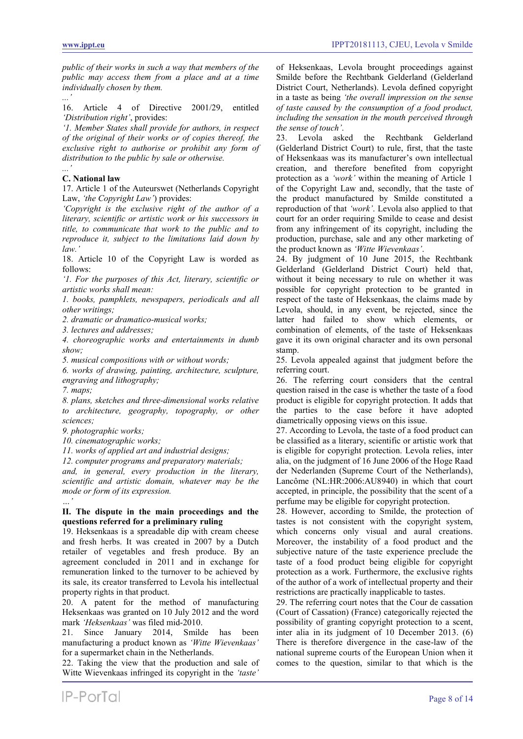*public of their works in such a way that members of the public may access them from a place and at a time individually chosen by them.*

*…'*

16. Article 4 of Directive 2001/29, entitled *'Distribution right'*, provides:

*'1. Member States shall provide for authors, in respect of the original of their works or of copies thereof, the exclusive right to authorise or prohibit any form of distribution to the public by sale or otherwise.*

*…'*

### C. National law

17. Article 1 of the Auteurswet (Netherlands Copyright Law, *'the Copyright Law'*) provides:

*'Copyright is the exclusive right of the author of a literary, scientific or artistic work or his successors in title, to communicate that work to the public and to reproduce it, subject to the limitations laid down by law.'*

18. Article 10 of the Copyright Law is worded as follows:

*'1. For the purposes of this Act, literary, scientific or artistic works shall mean:*

*1. books, pamphlets, newspapers, periodicals and all other writings;*

*2. dramatic or dramatico-musical works;*

*3. lectures and addresses;*

*4. choreographic works and entertainments in dumb show;*

*5. musical compositions with or without words;*

*6. works of drawing, painting, architecture, sculpture, engraving and lithography;*

*7. maps;*

*8. plans, sketches and three-dimensional works relative to architecture, geography, topography, or other sciences;*

*9. photographic works;*

*10. cinematographic works;*

*11. works of applied art and industrial designs;*

*12. computer programs and preparatory materials;*

*and, in general, every production in the literary, scientific and artistic domain, whatever may be the mode or form of its expression.*

*…'*

### II. The dispute in the main proceedings and the questions referred for a preliminary ruling

19. Heksenkaas is a spreadable dip with cream cheese and fresh herbs. It was created in 2007 by a Dutch retailer of vegetables and fresh produce. By an agreement concluded in 2011 and in exchange for remuneration linked to the turnover to be achieved by its sale, its creator transferred to Levola his intellectual property rights in that product.

20. A patent for the method of manufacturing Heksenkaas was granted on 10 July 2012 and the word mark *'Heksenkaas'* was filed mid-2010.

21. Since January 2014, Smilde has been manufacturing a product known as *'Witte Wievenkaas'* for a supermarket chain in the Netherlands.

22. Taking the view that the production and sale of Witte Wievenkaas infringed its copyright in the *'taste'* of Heksenkaas, Levola brought proceedings against Smilde before the Rechtbank Gelderland (Gelderland District Court, Netherlands). Levola defined copyright in a taste as being *'the overall impression on the sense of taste caused by the consumption of a food product, including the sensation in the mouth perceived through the sense of touch'*.

23. Levola asked the Rechtbank Gelderland (Gelderland District Court) to rule, first, that the taste of Heksenkaas was its manufacturer's own intellectual creation, and therefore benefited from copyright protection as a *'work'* within the meaning of Article 1 of the Copyright Law and, secondly, that the taste of the product manufactured by Smilde constituted a reproduction of that *'work'*. Levola also applied to that court for an order requiring Smilde to cease and desist from any infringement of its copyright, including the production, purchase, sale and any other marketing of the product known as *'Witte Wievenkaas'*.

24. By judgment of 10 June 2015, the Rechtbank Gelderland (Gelderland District Court) held that, without it being necessary to rule on whether it was possible for copyright protection to be granted in respect of the taste of Heksenkaas, the claims made by Levola, should, in any event, be rejected, since the latter had failed to show which elements, or combination of elements, of the taste of Heksenkaas gave it its own original character and its own personal stamp.

25. Levola appealed against that judgment before the referring court.

26. The referring court considers that the central question raised in the case is whether the taste of a food product is eligible for copyright protection. It adds that the parties to the case before it have adopted diametrically opposing views on this issue.

27. According to Levola, the taste of a food product can be classified as a literary, scientific or artistic work that is eligible for copyright protection. Levola relies, inter alia, on the judgment of 16 June 2006 of the Hoge Raad der Nederlanden (Supreme Court of the Netherlands), Lancôme (NL:HR:2006:AU8940) in which that court accepted, in principle, the possibility that the scent of a perfume may be eligible for copyright protection.

28. However, according to Smilde, the protection of tastes is not consistent with the copyright system, which concerns only visual and aural creations. Moreover, the instability of a food product and the subjective nature of the taste experience preclude the taste of a food product being eligible for copyright protection as a work. Furthermore, the exclusive rights of the author of a work of intellectual property and their restrictions are practically inapplicable to tastes.

29. The referring court notes that the Cour de cassation (Court of Cassation) (France) categorically rejected the possibility of granting copyright protection to a scent, inter alia in its judgment of 10 December 2013. (6) There is therefore divergence in the case-law of the national supreme courts of the European Union when it comes to the question, similar to that which is the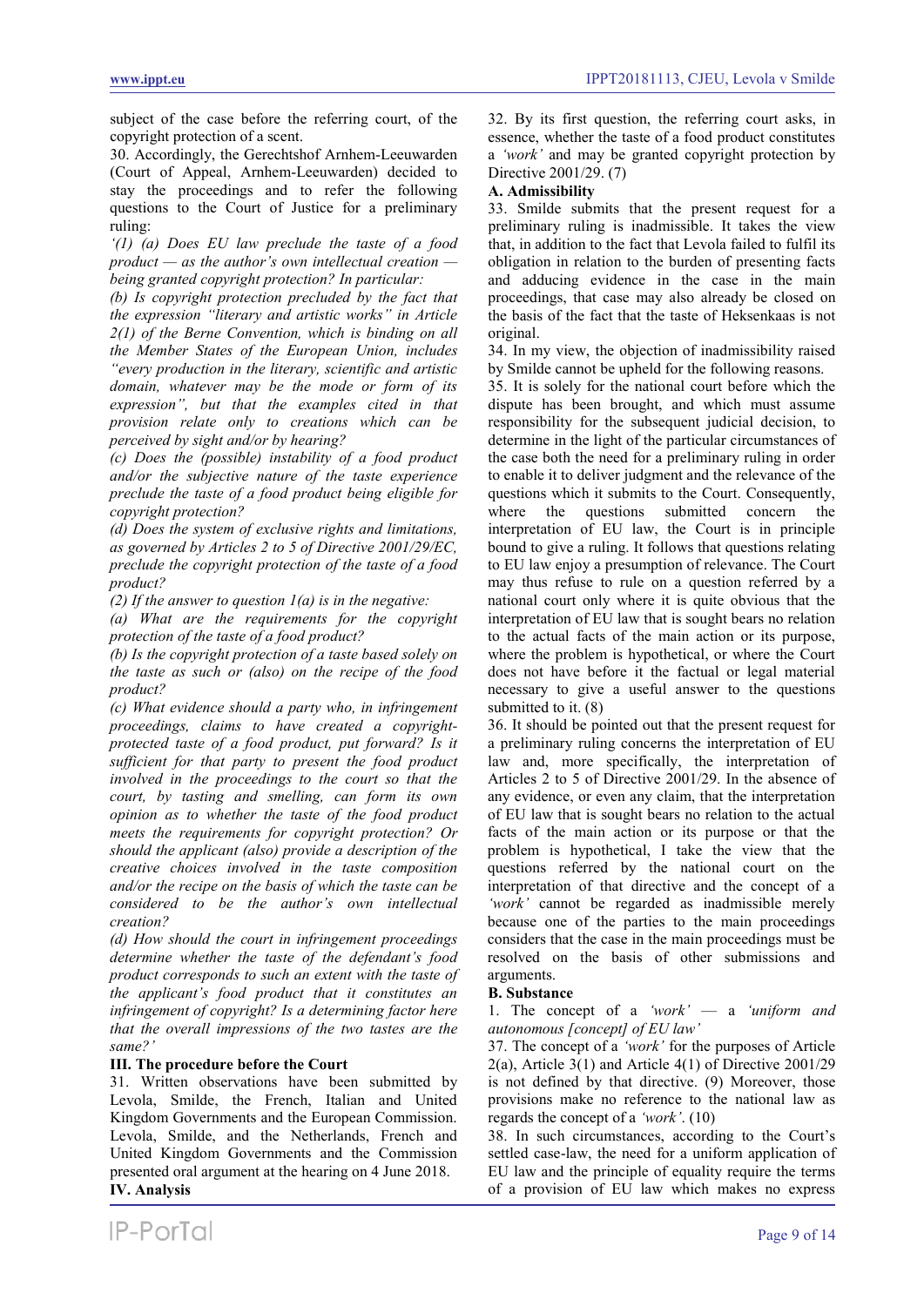subject of the case before the referring court, of the copyright protection of a scent.

30. Accordingly, the Gerechtshof Arnhem-Leeuwarden (Court of Appeal, Arnhem-Leeuwarden) decided to stay the proceedings and to refer the following questions to the Court of Justice for a preliminary ruling:

*'(1) (a) Does EU law preclude the taste of a food product — as the author's own intellectual creation — being granted copyright protection? In particular:*

*(b) Is copyright protection precluded by the fact that the expression "literary and artistic works" in Article 2(1) of the Berne Convention, which is binding on all the Member States of the European Union, includes "every production in the literary, scientific and artistic domain, whatever may be the mode or form of its expression", but that the examples cited in that provision relate only to creations which can be perceived by sight and/or by hearing?*

*(c) Does the (possible) instability of a food product and/or the subjective nature of the taste experience preclude the taste of a food product being eligible for copyright protection?*

*(d) Does the system of exclusive rights and limitations, as governed by Articles 2 to 5 of Directive 2001/29/EC, preclude the copyright protection of the taste of a food product?*

*(2) If the answer to question 1(a) is in the negative:*

*(a) What are the requirements for the copyright protection of the taste of a food product?*

*(b) Is the copyright protection of a taste based solely on the taste as such or (also) on the recipe of the food product?*

*(c) What evidence should a party who, in infringement proceedings, claims to have created a copyright-protected taste of a food product, put forward? Is it sufficient for that party to present the food product involved in the proceedings to the court so that the court, by tasting and smelling, can form its own opinion as to whether the taste of the food product meets the requirements for copyright protection? Or should the applicant (also) provide a description of the creative choices involved in the taste composition and/or the recipe on the basis of which the taste can be considered to be the author's own intellectual creation?*

*(d) How should the court in infringement proceedings determine whether the taste of the defendant's food product corresponds to such an extent with the taste of the applicant's food product that it constitutes an infringement of copyright? Is a determining factor here that the overall impressions of the two tastes are the same?'*

## III. The procedure before the Court

31. Written observations have been submitted by Levola, Smilde, the French, Italian and United Kingdom Governments and the European Commission. Levola, Smilde, and the Netherlands, French and United Kingdom Governments and the Commission presented oral argument at the hearing on 4 June 2018.

## IV. Analysis

32. By its first question, the referring court asks, in essence, whether the taste of a food product constitutes a *'work'* and may be granted copyright protection by Directive 2001/29. (7)

### A. Admissibility

33. Smilde submits that the present request for a preliminary ruling is inadmissible. It takes the view that, in addition to the fact that Levola failed to fulfil its obligation in relation to the burden of presenting facts and adducing evidence in the case in the main proceedings, that case may also already be closed on the basis of the fact that the taste of Heksenkaas is not original.

34. In my view, the objection of inadmissibility raised by Smilde cannot be upheld for the following reasons.

35. It is solely for the national court before which the dispute has been brought, and which must assume responsibility for the subsequent judicial decision, to determine in the light of the particular circumstances of the case both the need for a preliminary ruling in order to enable it to deliver judgment and the relevance of the questions which it submits to the Court. Consequently, where the questions submitted concern the interpretation of EU law, the Court is in principle bound to give a ruling. It follows that questions relating to EU law enjoy a presumption of relevance. The Court may thus refuse to rule on a question referred by a national court only where it is quite obvious that the interpretation of EU law that is sought bears no relation to the actual facts of the main action or its purpose, where the problem is hypothetical, or where the Court does not have before it the factual or legal material necessary to give a useful answer to the questions submitted to it. (8)

36. It should be pointed out that the present request for a preliminary ruling concerns the interpretation of EU law and, more specifically, the interpretation of Articles 2 to 5 of Directive 2001/29. In the absence of any evidence, or even any claim, that the interpretation of EU law that is sought bears no relation to the actual facts of the main action or its purpose or that the problem is hypothetical, I take the view that the questions referred by the national court on the interpretation of that directive and the concept of a *'work'* cannot be regarded as inadmissible merely because one of the parties to the main proceedings considers that the case in the main proceedings must be resolved on the basis of other submissions and arguments.

### B. Substance

1. The concept of a *'work'* — a *'uniform and autonomous [concept] of EU law'*

37. The concept of a *'work'* for the purposes of Article 2(a), Article 3(1) and Article 4(1) of Directive 2001/29 is not defined by that directive. (9) Moreover, those provisions make no reference to the national law as regards the concept of a *'work'*. (10)

38. In such circumstances, according to the Court's settled case-law, the need for a uniform application of EU law and the principle of equality require the terms of a provision of EU law which makes no express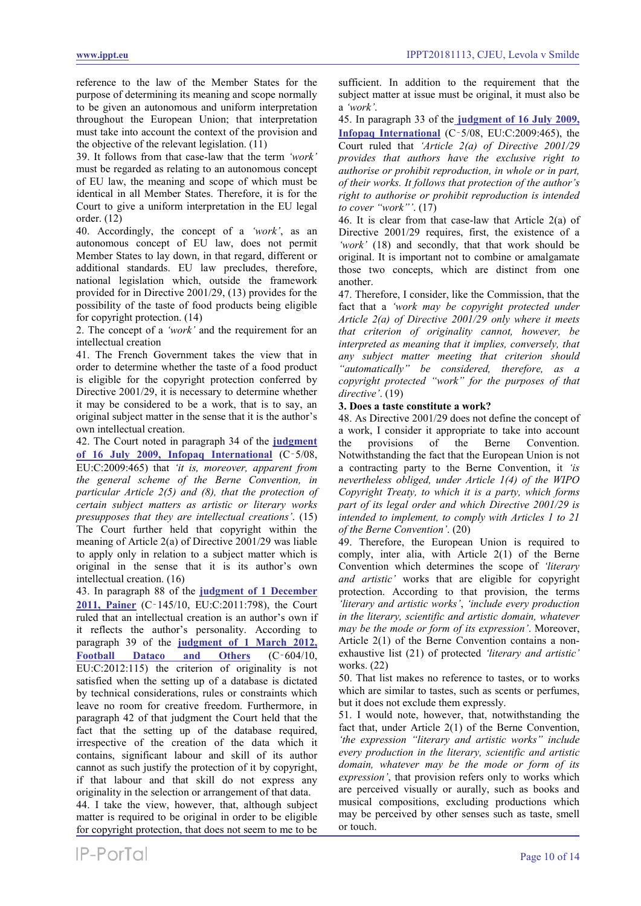reference to the law of the Member States for the purpose of determining its meaning and scope normally to be given an autonomous and uniform interpretation throughout the European Union; that interpretation must take into account the context of the provision and the objective of the relevant legislation. (11)

39. It follows from that case-law that the term *'work'* must be regarded as relating to an autonomous concept of EU law, the meaning and scope of which must be identical in all Member States. Therefore, it is for the Court to give a uniform interpretation in the EU legal order. (12)

40. Accordingly, the concept of a *'work'*, as an autonomous concept of EU law, does not permit Member States to lay down, in that regard, different or additional standards. EU law precludes, therefore, national legislation which, outside the framework provided for in Directive 2001/29, (13) provides for the possibility of the taste of food products being eligible for copyright protection. (14)

2. The concept of a *'work'* and the requirement for an intellectual creation

41. The French Government takes the view that in order to determine whether the taste of a food product is eligible for the copyright protection conferred by Directive 2001/29, it is necessary to determine whether it may be considered to be a work, that is to say, an original subject matter in the sense that it is the author's own intellectual creation.

42. The Court noted in paragraph 34 of the **judgment of 16 July 2009, Infopaq International** (C‑5/08, EU:C:2009:465) that *'it is, moreover, apparent from the general scheme of the Berne Convention, in particular Article 2(5) and (8), that the protection of certain subject matters as artistic or literary works presupposes that they are intellectual creations'*. (15) The Court further held that copyright within the meaning of Article 2(a) of Directive 2001/29 was liable to apply only in relation to a subject matter which is original in the sense that it is its author's own intellectual creation. (16)

43. In paragraph 88 of the **judgment of 1 December 2011, Painer** (C‑145/10, EU:C:2011:798), the Court ruled that an intellectual creation is an author's own if it reflects the author's personality. According to paragraph 39 of the **judgment of 1 March 2012, Football Dataco and Others** (C‑604/10, EU:C:2012:115) the criterion of originality is not satisfied when the setting up of a database is dictated by technical considerations, rules or constraints which leave no room for creative freedom. Furthermore, in paragraph 42 of that judgment the Court held that the fact that the setting up of the database required, irrespective of the creation of the data which it contains, significant labour and skill of its author cannot as such justify the protection of it by copyright, if that labour and that skill do not express any originality in the selection or arrangement of that data.

44. I take the view, however, that, although subject matter is required to be original in order to be eligible for copyright protection, that does not seem to me to be sufficient. In addition to the requirement that the subject matter at issue must be original, it must also be a *'work'*.

45. In paragraph 33 of the **judgment of 16 July 2009, Infopaq International** (C‑5/08, EU:C:2009:465), the Court ruled that *'Article 2(a) of Directive 2001/29 provides that authors have the exclusive right to authorise or prohibit reproduction, in whole or in part, of their works. It follows that protection of the author's right to authorise or prohibit reproduction is intended to cover "work"'*. (17)

46. It is clear from that case-law that Article 2(a) of Directive 2001/29 requires, first, the existence of a *'work'* (18) and secondly, that that work should be original. It is important not to combine or amalgamate those two concepts, which are distinct from one another.

47. Therefore, I consider, like the Commission, that the fact that a *'work may be copyright protected under Article 2(a) of Directive 2001/29 only where it meets that criterion of originality cannot, however, be interpreted as meaning that it implies, conversely, that any subject matter meeting that criterion should "automatically" be considered, therefore, as a copyright protected "work" for the purposes of that directive'*. (19)

**3. Does a taste constitute a work?**

48. As Directive 2001/29 does not define the concept of a work, I consider it appropriate to take into account the provisions of the Berne Convention. Notwithstanding the fact that the European Union is not a contracting party to the Berne Convention, it *'is nevertheless obliged, under Article 1(4) of the WIPO Copyright Treaty, to which it is a party, which forms part of its legal order and which Directive 2001/29 is intended to implement, to comply with Articles 1 to 21 of the Berne Convention'*. (20)

49. Therefore, the European Union is required to comply, inter alia, with Article 2(1) of the Berne Convention which determines the scope of *'literary and artistic'* works that are eligible for copyright protection. According to that provision, the terms *'literary and artistic works'*, *'include every production in the literary, scientific and artistic domain, whatever may be the mode or form of its expression'*. Moreover, Article 2(1) of the Berne Convention contains a non-exhaustive list (21) of protected *'literary and artistic'* works. (22)

50. That list makes no reference to tastes, or to works which are similar to tastes, such as scents or perfumes, but it does not exclude them expressly.

51. I would note, however, that, notwithstanding the fact that, under Article 2(1) of the Berne Convention, *'the expression "literary and artistic works" include every production in the literary, scientific and artistic domain, whatever may be the mode or form of its expression'*, that provision refers only to works which are perceived visually or aurally, such as books and musical compositions, excluding productions which may be perceived by other senses such as taste, smell or touch.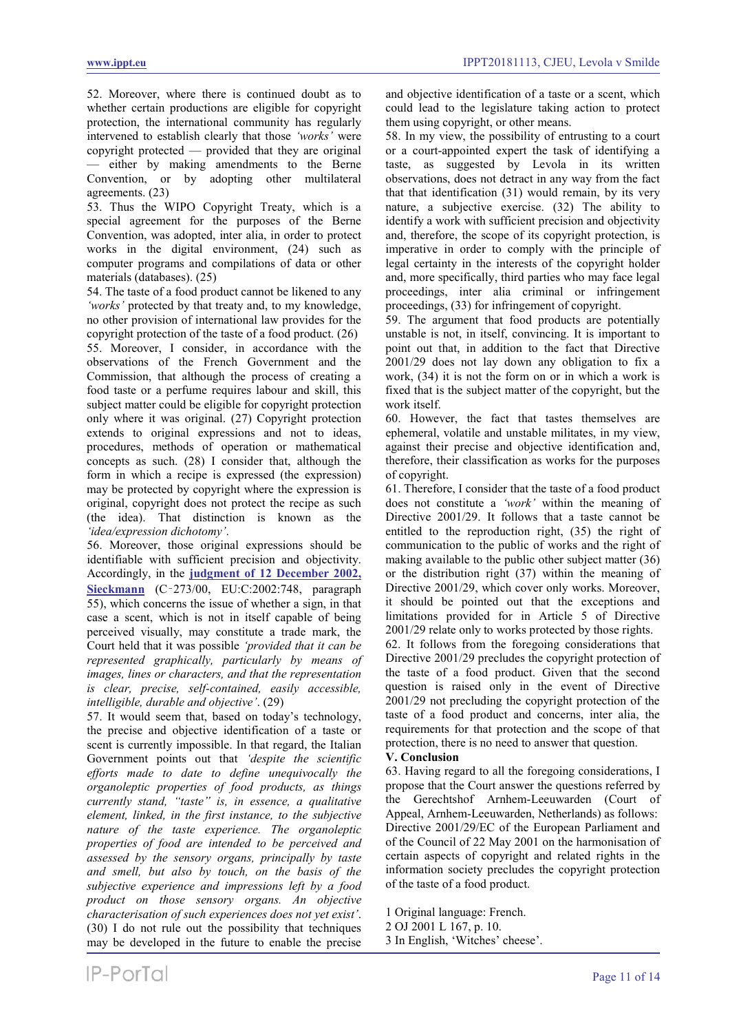52. Moreover, where there is continued doubt as to whether certain productions are eligible for copyright protection, the international community has regularly intervened to establish clearly that those *'works'* were copyright protected — provided that they are original — either by making amendments to the Berne Convention, or by adopting other multilateral agreements. (23)

53. Thus the WIPO Copyright Treaty, which is a special agreement for the purposes of the Berne Convention, was adopted, inter alia, in order to protect works in the digital environment, (24) such as computer programs and compilations of data or other materials (databases). (25)

54. The taste of a food product cannot be likened to any *'works'* protected by that treaty and, to my knowledge, no other provision of international law provides for the copyright protection of the taste of a food product. (26)

55. Moreover, I consider, in accordance with the observations of the French Government and the Commission, that although the process of creating a food taste or a perfume requires labour and skill, this subject matter could be eligible for copyright protection only where it was original. (27) Copyright protection extends to original expressions and not to ideas, procedures, methods of operation or mathematical concepts as such. (28) I consider that, although the form in which a recipe is expressed (the expression) may be protected by copyright where the expression is original, copyright does not protect the recipe as such (the idea). That distinction is known as the *'idea/expression dichotomy'*.

56. Moreover, those original expressions should be identifiable with sufficient precision and objectivity. Accordingly, in the **judgment of 12 December 2002, Sieckmann** (C‑273/00, EU:C:2002:748, paragraph 55), which concerns the issue of whether a sign, in that case a scent, which is not in itself capable of being perceived visually, may constitute a trade mark, the Court held that it was possible *'provided that it can be represented graphically, particularly by means of images, lines or characters, and that the representation is clear, precise, self-contained, easily accessible, intelligible, durable and objective'*. (29)

57. It would seem that, based on today's technology, the precise and objective identification of a taste or scent is currently impossible. In that regard, the Italian Government points out that *'despite the scientific efforts made to date to define unequivocally the organoleptic properties of food products, as things currently stand, "taste" is, in essence, a qualitative element, linked, in the first instance, to the subjective nature of the taste experience. The organoleptic properties of food are intended to be perceived and assessed by the sensory organs, principally by taste and smell, but also by touch, on the basis of the subjective experience and impressions left by a food product on those sensory organs. An objective characterisation of such experiences does not yet exist'*. (30) I do not rule out the possibility that techniques may be developed in the future to enable the precise and objective identification of a taste or a scent, which could lead to the legislature taking action to protect them using copyright, or other means.

58. In my view, the possibility of entrusting to a court or a court-appointed expert the task of identifying a taste, as suggested by Levola in its written observations, does not detract in any way from the fact that that identification (31) would remain, by its very nature, a subjective exercise. (32) The ability to identify a work with sufficient precision and objectivity and, therefore, the scope of its copyright protection, is imperative in order to comply with the principle of legal certainty in the interests of the copyright holder and, more specifically, third parties who may face legal proceedings, inter alia criminal or infringement proceedings, (33) for infringement of copyright.

59. The argument that food products are potentially unstable is not, in itself, convincing. It is important to point out that, in addition to the fact that Directive 2001/29 does not lay down any obligation to fix a work, (34) it is not the form on or in which a work is fixed that is the subject matter of the copyright, but the work itself.

60. However, the fact that tastes themselves are ephemeral, volatile and unstable militates, in my view, against their precise and objective identification and, therefore, their classification as works for the purposes of copyright.

61. Therefore, I consider that the taste of a food product does not constitute a *'work'* within the meaning of Directive 2001/29. It follows that a taste cannot be entitled to the reproduction right, (35) the right of communication to the public of works and the right of making available to the public other subject matter (36) or the distribution right (37) within the meaning of Directive 2001/29, which cover only works. Moreover, it should be pointed out that the exceptions and limitations provided for in Article 5 of Directive 2001/29 relate only to works protected by those rights.

62. It follows from the foregoing considerations that Directive 2001/29 precludes the copyright protection of the taste of a food product. Given that the second question is raised only in the event of Directive 2001/29 not precluding the copyright protection of the taste of a food product and concerns, inter alia, the requirements for that protection and the scope of that protection, there is no need to answer that question.

## V. Conclusion

63. Having regard to all the foregoing considerations, I propose that the Court answer the questions referred by the Gerechtshof Arnhem-Leeuwarden (Court of Appeal, Arnhem-Leeuwarden, Netherlands) as follows: Directive 2001/29/EC of the European Parliament and of the Council of 22 May 2001 on the harmonisation of certain aspects of copyright and related rights in the information society precludes the copyright protection of the taste of a food product.

1 Original language: French.
2 OJ 2001 L 167, p. 10.
3 In English, 'Witches' cheese'.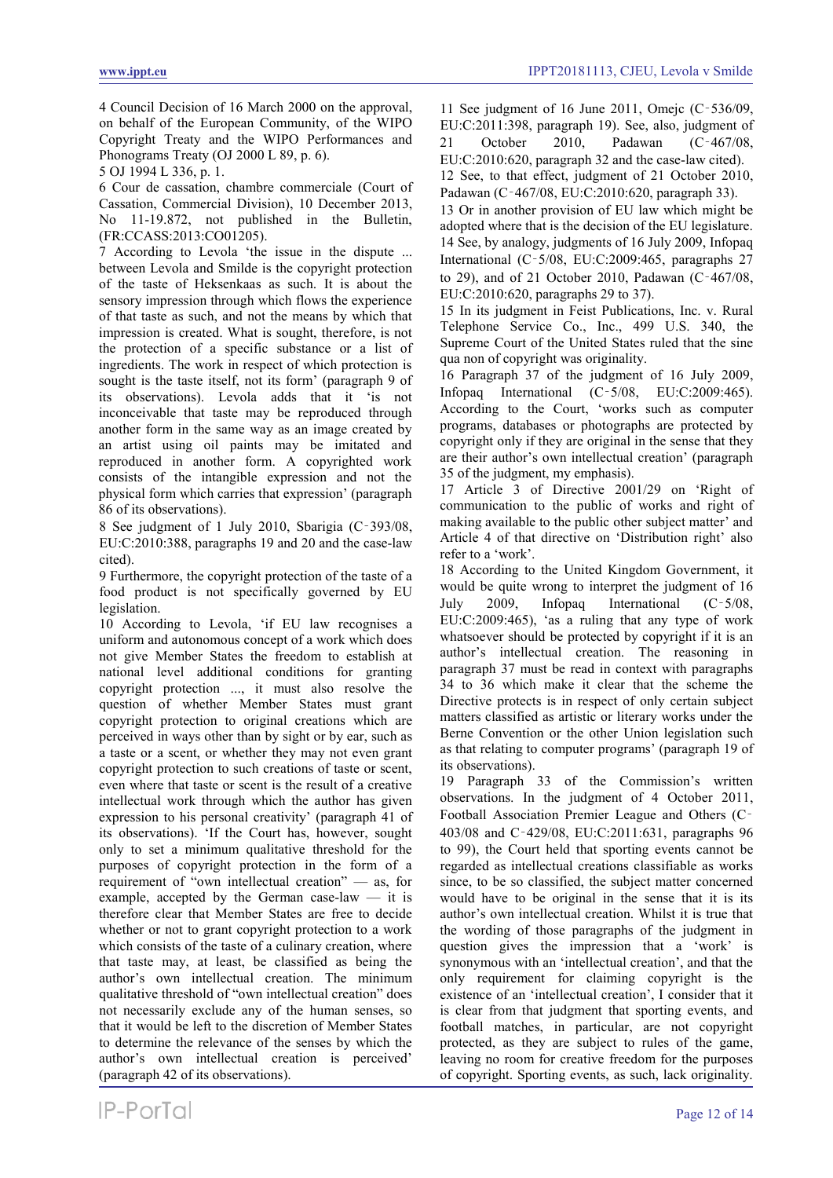4 Council Decision of 16 March 2000 on the approval, on behalf of the European Community, of the WIPO Copyright Treaty and the WIPO Performances and Phonograms Treaty (OJ 2000 L 89, p. 6).

5 OJ 1994 L 336, p. 1.

6 Cour de cassation, chambre commerciale (Court of Cassation, Commercial Division), 10 December 2013, No 11-19.872, not published in the Bulletin, (FR:CCASS:2013:CO01205).

7 According to Levola 'the issue in the dispute ... between Levola and Smilde is the copyright protection of the taste of Heksenkaas as such. It is about the sensory impression through which flows the experience of that taste as such, and not the means by which that impression is created. What is sought, therefore, is not the protection of a specific substance or a list of ingredients. The work in respect of which protection is sought is the taste itself, not its form' (paragraph 9 of its observations). Levola adds that it 'is not inconceivable that taste may be reproduced through another form in the same way as an image created by an artist using oil paints may be imitated and reproduced in another form. A copyrighted work consists of the intangible expression and not the physical form which carries that expression' (paragraph 86 of its observations).

8 See judgment of 1 July 2010, Sbarigia (C‑393/08, EU:C:2010:388, paragraphs 19 and 20 and the case-law cited).

9 Furthermore, the copyright protection of the taste of a food product is not specifically governed by EU legislation.

10 According to Levola, 'if EU law recognises a uniform and autonomous concept of a work which does not give Member States the freedom to establish at national level additional conditions for granting copyright protection ..., it must also resolve the question of whether Member States must grant copyright protection to original creations which are perceived in ways other than by sight or by ear, such as a taste or a scent, or whether they may not even grant copyright protection to such creations of taste or scent, even where that taste or scent is the result of a creative intellectual work through which the author has given expression to his personal creativity' (paragraph 41 of its observations). 'If the Court has, however, sought only to set a minimum qualitative threshold for the purposes of copyright protection in the form of a requirement of "own intellectual creation" — as, for example, accepted by the German case-law — it is therefore clear that Member States are free to decide whether or not to grant copyright protection to a work which consists of the taste of a culinary creation, where that taste may, at least, be classified as being the author's own intellectual creation. The minimum qualitative threshold of "own intellectual creation" does not necessarily exclude any of the human senses, so that it would be left to the discretion of Member States to determine the relevance of the senses by which the author's own intellectual creation is perceived' (paragraph 42 of its observations).

11 See judgment of 16 June 2011, Omejc (C‑536/09, EU:C:2011:398, paragraph 19). See, also, judgment of 21 October 2010, Padawan (C‑467/08, EU:C:2010:620, paragraph 32 and the case-law cited).

12 See, to that effect, judgment of 21 October 2010, Padawan (C‑467/08, EU:C:2010:620, paragraph 33).

13 Or in another provision of EU law which might be adopted where that is the decision of the EU legislature.

14 See, by analogy, judgments of 16 July 2009, Infopaq International (C‑5/08, EU:C:2009:465, paragraphs 27 to 29), and of 21 October 2010, Padawan (C‑467/08, EU:C:2010:620, paragraphs 29 to 37).

15 In its judgment in Feist Publications, Inc. v. Rural Telephone Service Co., Inc., 499 U.S. 340, the Supreme Court of the United States ruled that the sine qua non of copyright was originality.

16 Paragraph 37 of the judgment of 16 July 2009, Infopaq International (C‑5/08, EU:C:2009:465). According to the Court, 'works such as computer programs, databases or photographs are protected by copyright only if they are original in the sense that they are their author's own intellectual creation' (paragraph 35 of the judgment, my emphasis).

17 Article 3 of Directive 2001/29 on 'Right of communication to the public of works and right of making available to the public other subject matter' and Article 4 of that directive on 'Distribution right' also refer to a 'work'.

18 According to the United Kingdom Government, it would be quite wrong to interpret the judgment of 16 July 2009, Infopaq International (C‑5/08, EU:C:2009:465), 'as a ruling that any type of work whatsoever should be protected by copyright if it is an author's intellectual creation. The reasoning in paragraph 37 must be read in context with paragraphs 34 to 36 which make it clear that the scheme the Directive protects is in respect of only certain subject matters classified as artistic or literary works under the Berne Convention or the other Union legislation such as that relating to computer programs' (paragraph 19 of its observations).

19 Paragraph 33 of the Commission's written observations. In the judgment of 4 October 2011, Football Association Premier League and Others (C‑403/08 and C‑429/08, EU:C:2011:631, paragraphs 96 to 99), the Court held that sporting events cannot be regarded as intellectual creations classifiable as works since, to be so classified, the subject matter concerned would have to be original in the sense that it is its author's own intellectual creation. Whilst it is true that the wording of those paragraphs of the judgment in question gives the impression that a 'work' is synonymous with an 'intellectual creation', and that the only requirement for claiming copyright is the existence of an 'intellectual creation', I consider that it is clear from that judgment that sporting events, and football matches, in particular, are not copyright protected, as they are subject to rules of the game, leaving no room for creative freedom for the purposes of copyright. Sporting events, as such, lack originality.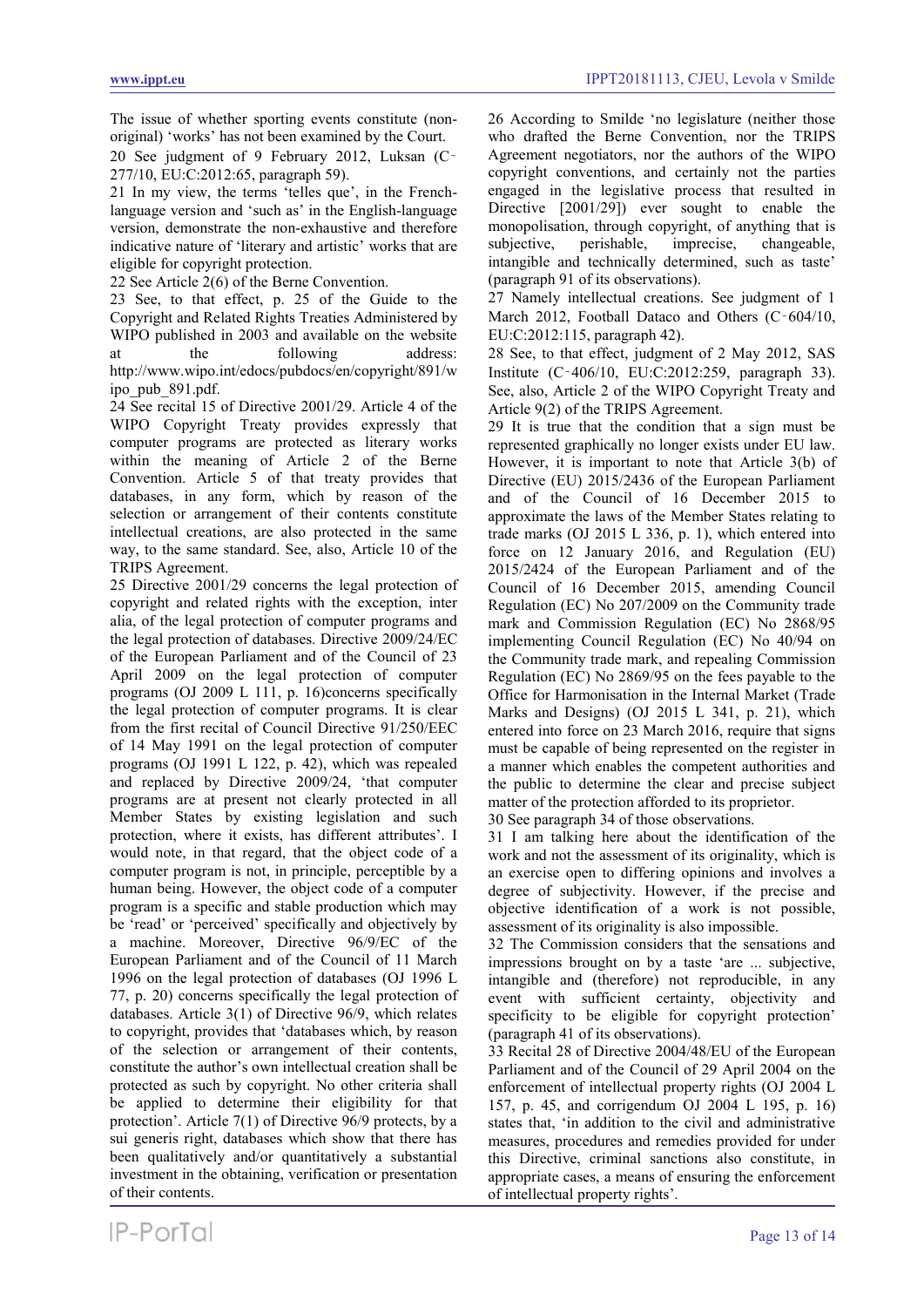The issue of whether sporting events constitute (non-original) 'works' has not been examined by the Court.

20 See judgment of 9 February 2012, Luksan (C‑277/10, EU:C:2012:65, paragraph 59).

21 In my view, the terms 'telles que', in the French-language version and 'such as' in the English-language version, demonstrate the non-exhaustive and therefore indicative nature of 'literary and artistic' works that are eligible for copyright protection.

22 See Article 2(6) of the Berne Convention.

23 See, to that effect, p. 25 of the Guide to the Copyright and Related Rights Treaties Administered by WIPO published in 2003 and available on the website at the following address: http://www.wipo.int/edocs/pubdocs/en/copyright/891/wipo_pub_891.pdf.

24 See recital 15 of Directive 2001/29. Article 4 of the WIPO Copyright Treaty provides expressly that computer programs are protected as literary works within the meaning of Article 2 of the Berne Convention. Article 5 of that treaty provides that databases, in any form, which by reason of the selection or arrangement of their contents constitute intellectual creations, are also protected in the same way, to the same standard. See, also, Article 10 of the TRIPS Agreement.

25 Directive 2001/29 concerns the legal protection of copyright and related rights with the exception, inter alia, of the legal protection of computer programs and the legal protection of databases. Directive 2009/24/EC of the European Parliament and of the Council of 23 April 2009 on the legal protection of computer programs (OJ 2009 L 111, p. 16)concerns specifically the legal protection of computer programs. It is clear from the first recital of Council Directive 91/250/EEC of 14 May 1991 on the legal protection of computer programs (OJ 1991 L 122, p. 42), which was repealed and replaced by Directive 2009/24, 'that computer programs are at present not clearly protected in all Member States by existing legislation and such protection, where it exists, has different attributes'. I would note, in that regard, that the object code of a computer program is not, in principle, perceptible by a human being. However, the object code of a computer program is a specific and stable production which may be 'read' or 'perceived' specifically and objectively by a machine. Moreover, Directive 96/9/EC of the European Parliament and of the Council of 11 March 1996 on the legal protection of databases (OJ 1996 L 77, p. 20) concerns specifically the legal protection of databases. Article 3(1) of Directive 96/9, which relates to copyright, provides that 'databases which, by reason of the selection or arrangement of their contents, constitute the author's own intellectual creation shall be protected as such by copyright. No other criteria shall be applied to determine their eligibility for that protection'. Article 7(1) of Directive 96/9 protects, by a sui generis right, databases which show that there has been qualitatively and/or quantitatively a substantial investment in the obtaining, verification or presentation of their contents.

26 According to Smilde 'no legislature (neither those who drafted the Berne Convention, nor the TRIPS Agreement negotiators, nor the authors of the WIPO copyright conventions, and certainly not the parties engaged in the legislative process that resulted in Directive [2001/29]) ever sought to enable the monopolisation, through copyright, of anything that is subjective, perishable, imprecise, changeable, intangible and technically determined, such as taste' (paragraph 91 of its observations).

27 Namely intellectual creations. See judgment of 1 March 2012, Football Dataco and Others (C‑604/10, EU:C:2012:115, paragraph 42).

28 See, to that effect, judgment of 2 May 2012, SAS Institute (C‑406/10, EU:C:2012:259, paragraph 33). See, also, Article 2 of the WIPO Copyright Treaty and Article 9(2) of the TRIPS Agreement.

29 It is true that the condition that a sign must be represented graphically no longer exists under EU law. However, it is important to note that Article 3(b) of Directive (EU) 2015/2436 of the European Parliament and of the Council of 16 December 2015 to approximate the laws of the Member States relating to trade marks (OJ 2015 L 336, p. 1), which entered into force on 12 January 2016, and Regulation (EU) 2015/2424 of the European Parliament and of the Council of 16 December 2015, amending Council Regulation (EC) No 207/2009 on the Community trade mark and Commission Regulation (EC) No 2868/95 implementing Council Regulation (EC) No 40/94 on the Community trade mark, and repealing Commission Regulation (EC) No 2869/95 on the fees payable to the Office for Harmonisation in the Internal Market (Trade Marks and Designs) (OJ 2015 L 341, p. 21), which entered into force on 23 March 2016, require that signs must be capable of being represented on the register in a manner which enables the competent authorities and the public to determine the clear and precise subject matter of the protection afforded to its proprietor.

30 See paragraph 34 of those observations.

31 I am talking here about the identification of the work and not the assessment of its originality, which is an exercise open to differing opinions and involves a degree of subjectivity. However, if the precise and objective identification of a work is not possible, assessment of its originality is also impossible.

32 The Commission considers that the sensations and impressions brought on by a taste 'are ... subjective, intangible and (therefore) not reproducible, in any event with sufficient certainty, objectivity and specificity to be eligible for copyright protection' (paragraph 41 of its observations).

33 Recital 28 of Directive 2004/48/EU of the European Parliament and of the Council of 29 April 2004 on the enforcement of intellectual property rights (OJ 2004 L 157, p. 45, and corrigendum OJ 2004 L 195, p. 16) states that, 'in addition to the civil and administrative measures, procedures and remedies provided for under this Directive, criminal sanctions also constitute, in appropriate cases, a means of ensuring the enforcement of intellectual property rights'.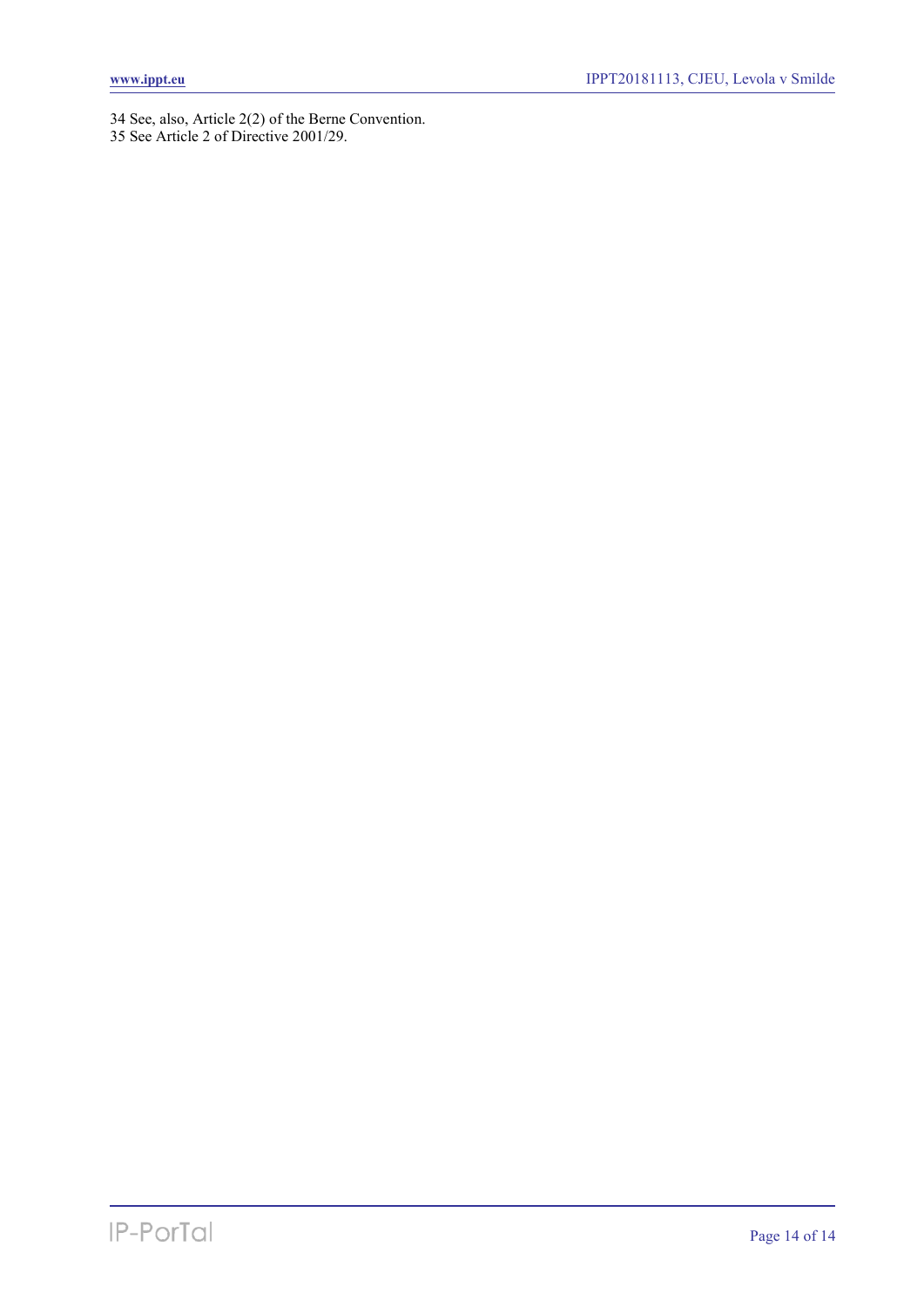34 See, also, Article 2(2) of the Berne Convention.
35 See Article 2 of Directive 2001/29.